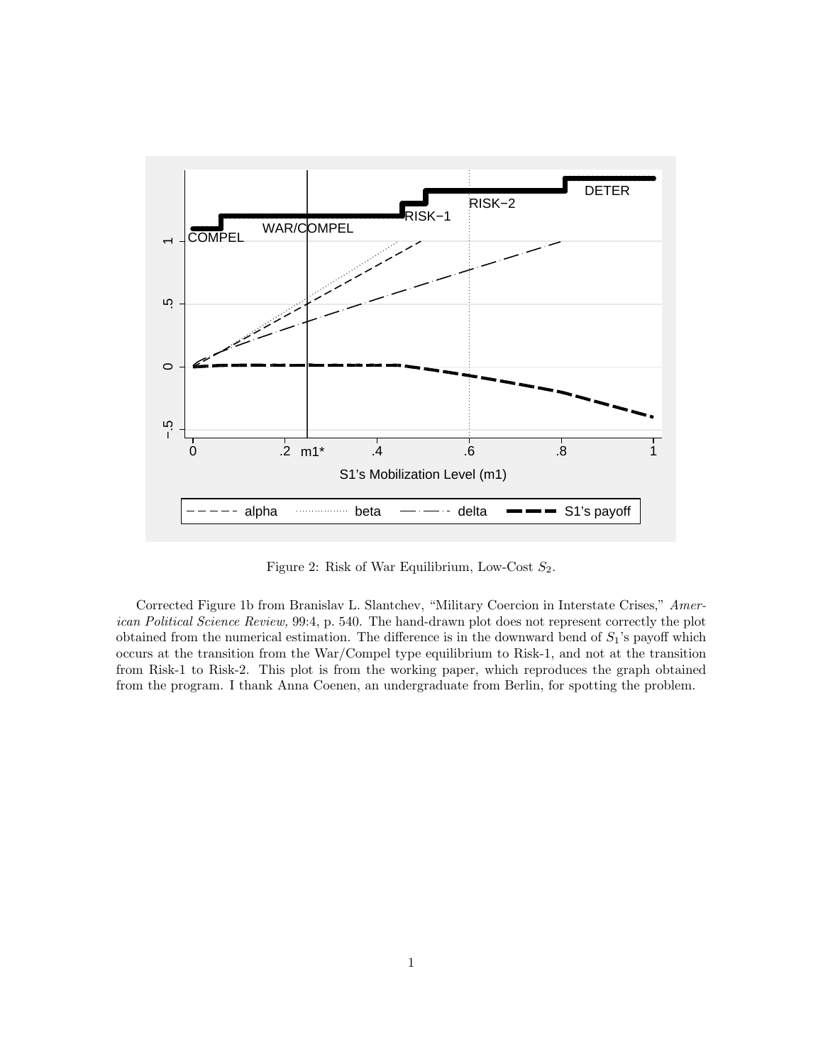Figure 2: Risk of War Equilibrium, Low-Cost $S_2$.

Corrected Figure 1b from Branislav L. Slantchev, "Military Coercion in Interstate Crises," *American Political Science Review,* 99:4, p. 540. The hand-drawn plot does not represent correctly the plot obtained from the numerical estimation. The difference is in the downward bend of $S_1$'s payoff which occurs at the transition from the War/Compel type equilibrium to Risk-1, and not at the transition from Risk-1 to Risk-2. This plot is from the working paper, which reproduces the graph obtained from the program. I thank Anna Coenen, an undergraduate from Berlin, for spotting the problem.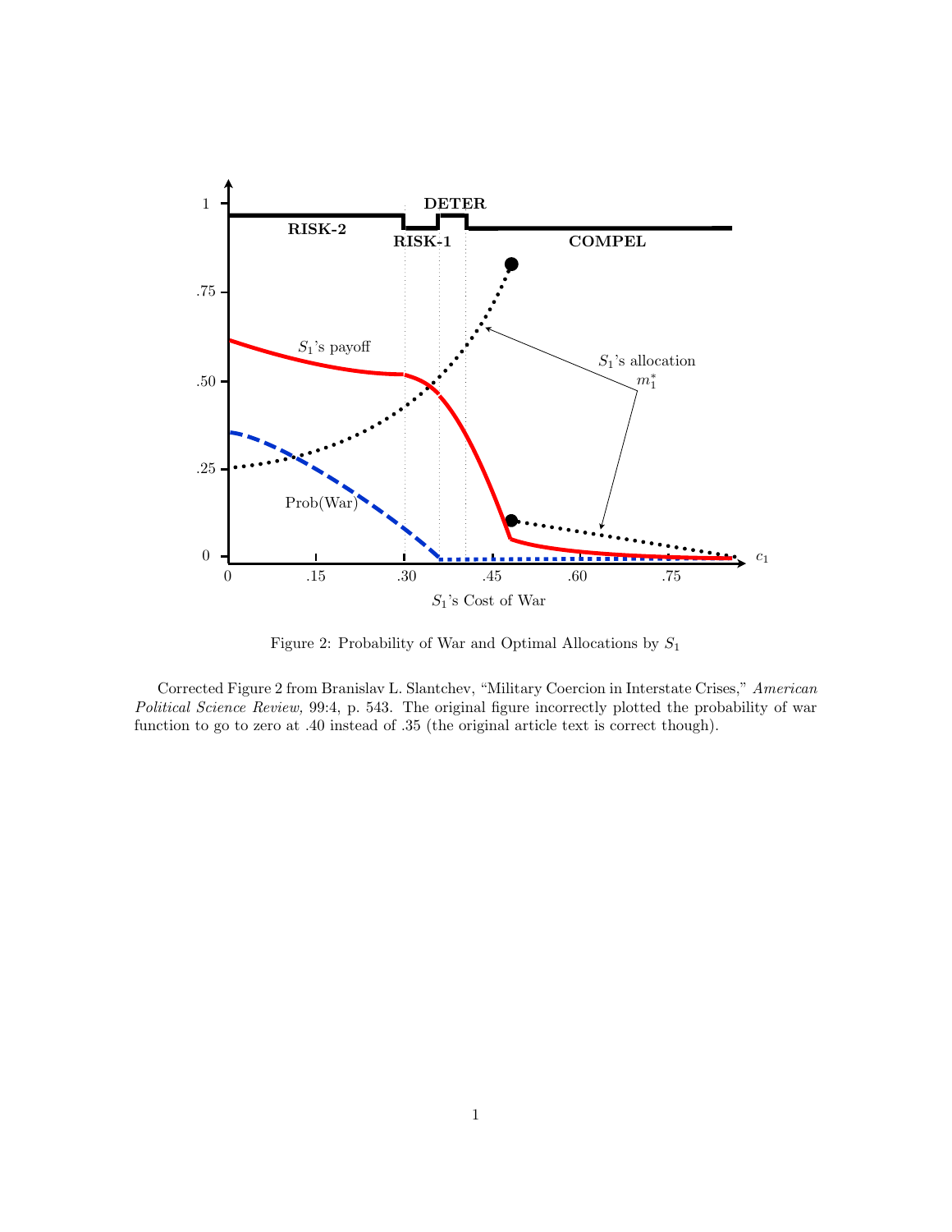1

.75

.50

.25

0

0 .15 .30 .45 .60 .75

$c_1$

$S_1$'s Cost of War

**DETER**

**RISK-2**

**RISK-1**

**COMPEL**

$S_1$'s payoff

$S_1$'s allocation $m_1^*$

Prob(War)

Figure 2: Probability of War and Optimal Allocations by $S_1$

Corrected Figure 2 from Branislav L. Slantchev, "Military Coercion in Interstate Crises," *American Political Science Review,* 99:4, p. 543. The original figure incorrectly plotted the probability of war function to go to zero at .40 instead of .35 (the original article text is correct though).